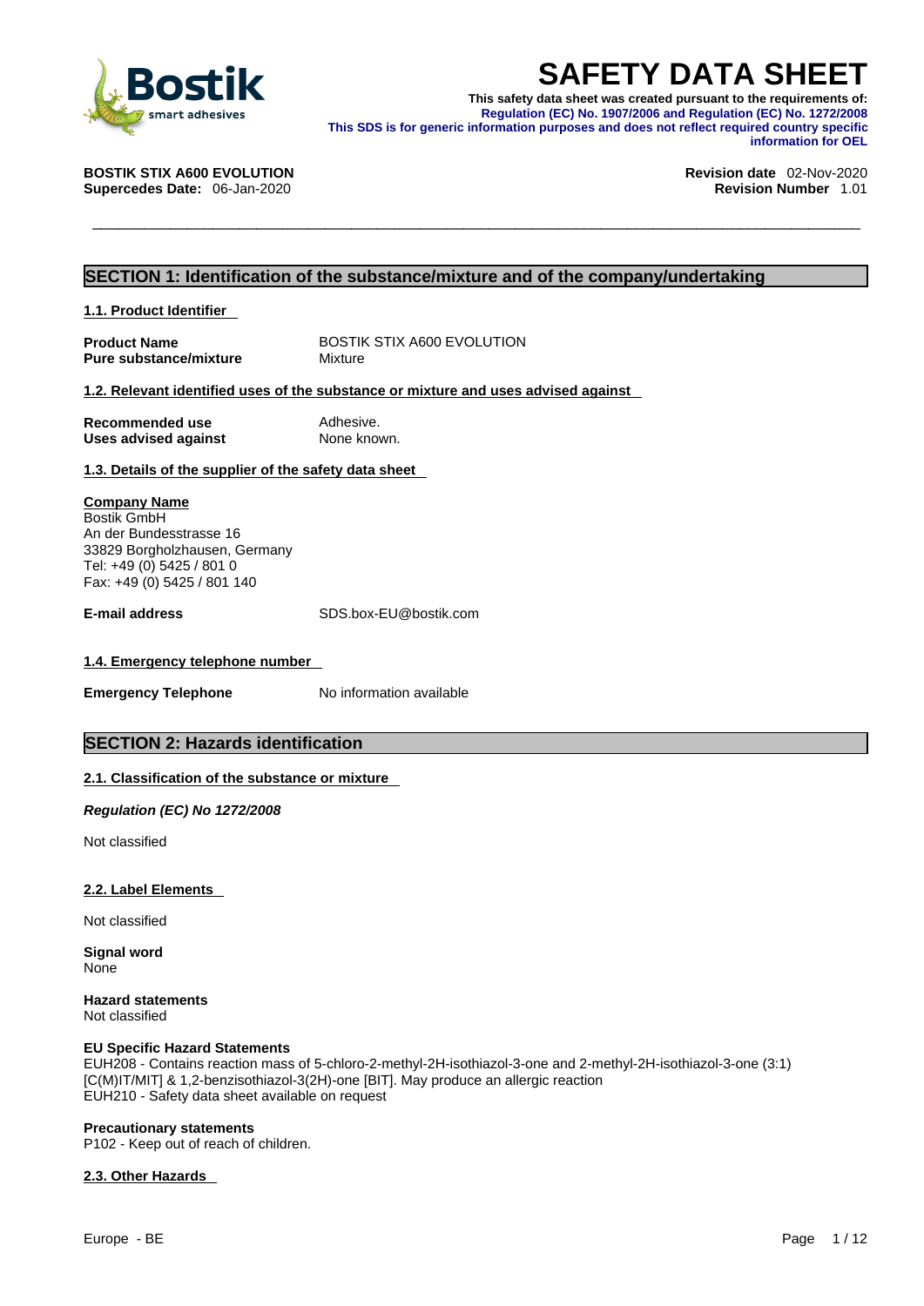# SAFETY DATA SHEET

**This safety data sheet was created pursuant to the requirements of:**
**Regulation (EC) No. 1907/2006 and Regulation (EC) No. 1272/2008**
**This SDS is for generic information purposes and does not reflect required country specific information for OEL**

**BOSTIK STIX A600 EVOLUTION**
**Supercedes Date:** 06-Jan-2020

**Revision date** 02-Nov-2020
**Revision Number** 1.01

## SECTION 1: Identification of the substance/mixture and of the company/undertaking

### 1.1. Product Identifier

**Product Name** BOSTIK STIX A600 EVOLUTION
**Pure substance/mixture** Mixture

### 1.2. Relevant identified uses of the substance or mixture and uses advised against

**Recommended use** Adhesive.
**Uses advised against** None known.

### 1.3. Details of the supplier of the safety data sheet

**Company Name**
Bostik GmbH
An der Bundesstrasse 16
33829 Borgholzhausen, Germany
Tel: +49 (0) 5425 / 801 0
Fax: +49 (0) 5425 / 801 140

**E-mail address** SDS.box-EU@bostik.com

### 1.4. Emergency telephone number

**Emergency Telephone** No information available

## SECTION 2: Hazards identification

### 2.1. Classification of the substance or mixture

***Regulation (EC) No 1272/2008***

Not classified

### 2.2. Label Elements

Not classified

**Signal word**
None

**Hazard statements**
Not classified

**EU Specific Hazard Statements**
EUH208 - Contains reaction mass of 5-chloro-2-methyl-2H-isothiazol-3-one and 2-methyl-2H-isothiazol-3-one (3:1) [C(M)IT/MIT] & 1,2-benzisothiazol-3(2H)-one [BIT]. May produce an allergic reaction
EUH210 - Safety data sheet available on request

**Precautionary statements**
P102 - Keep out of reach of children.

### 2.3. Other Hazards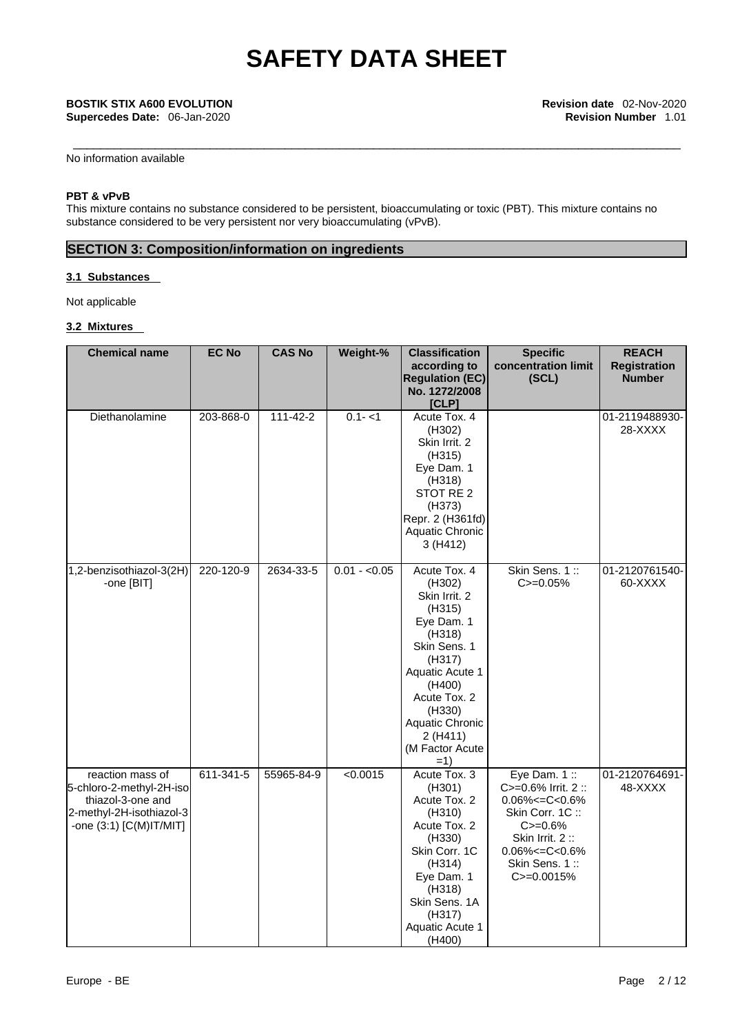No information available

**PBT & vPvB**

This mixture contains no substance considered to be persistent, bioaccumulating or toxic (PBT). This mixture contains no substance considered to be very persistent nor very bioaccumulating (vPvB).

## SECTION 3: Composition/information on ingredients

### 3.1 Substances

Not applicable

### 3.2 Mixtures

| Chemical name | EC No | CAS No | Weight-% | Classification according to Regulation (EC) No. 1272/2008 [CLP] | Specific concentration limit (SCL) | REACH Registration Number |
|---|---|---|---|---|---|---|
| Diethanolamine | 203-868-0 | 111-42-2 | 0.1- <1 | Acute Tox. 4 (H302) Skin Irrit. 2 (H315) Eye Dam. 1 (H318) STOT RE 2 (H373) Repr. 2 (H361fd) Aquatic Chronic 3 (H412) | | 01-2119488930-28-XXXX |
| 1,2-benzisothiazol-3(2H)-one [BIT] | 220-120-9 | 2634-33-5 | 0.01 - <0.05 | Acute Tox. 4 (H302) Skin Irrit. 2 (H315) Eye Dam. 1 (H318) Skin Sens. 1 (H317) Aquatic Acute 1 (H400) Acute Tox. 2 (H330) Aquatic Chronic 2 (H411) (M Factor Acute =1) | Skin Sens. 1 :: C>=0.05% | 01-2120761540-60-XXXX |
| reaction mass of 5-chloro-2-methyl-2H-isothiazol-3-one and 2-methyl-2H-isothiazol-3-one (3:1) [C(M)IT/MIT] | 611-341-5 | 55965-84-9 | <0.0015 | Acute Tox. 3 (H301) Acute Tox. 2 (H310) Acute Tox. 2 (H330) Skin Corr. 1C (H314) Eye Dam. 1 (H318) Skin Sens. 1A (H317) Aquatic Acute 1 (H400) | Eye Dam. 1 :: C>=0.6% Irrit. 2 :: 0.06%<=C<0.6% Skin Corr. 1C :: C>=0.6% Skin Irrit. 2 :: 0.06%<=C<0.6% Skin Sens. 1 :: C>=0.0015% | 01-2120764691-48-XXXX |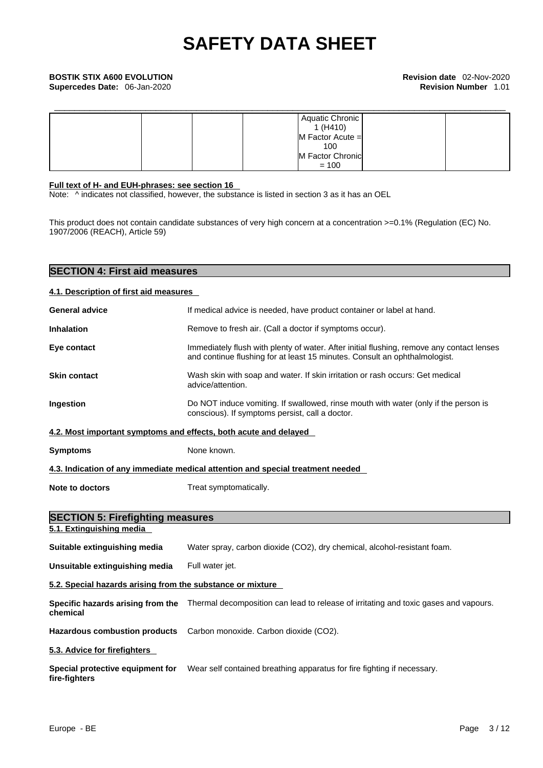| | | | | Aquatic Chronic 1 (H410)<br>M Factor Acute = 100<br>M Factor Chronic = 100 | | |
|---|---|---|---|---|---|---|

**Full text of H- and EUH-phrases: see section 16**

Note: ^ indicates not classified, however, the substance is listed in section 3 as it has an OEL

This product does not contain candidate substances of very high concern at a concentration >=0.1% (Regulation (EC) No. 1907/2006 (REACH), Article 59)

## SECTION 4: First aid measures

### 4.1. Description of first aid measures

**General advice** If medical advice is needed, have product container or label at hand.

**Inhalation** Remove to fresh air. (Call a doctor if symptoms occur).

**Eye contact** Immediately flush with plenty of water. After initial flushing, remove any contact lenses and continue flushing for at least 15 minutes. Consult an ophthalmologist.

**Skin contact** Wash skin with soap and water. If skin irritation or rash occurs: Get medical advice/attention.

**Ingestion** Do NOT induce vomiting. If swallowed, rinse mouth with water (only if the person is conscious). If symptoms persist, call a doctor.

### 4.2. Most important symptoms and effects, both acute and delayed

**Symptoms** None known.

### 4.3. Indication of any immediate medical attention and special treatment needed

**Note to doctors** Treat symptomatically.

## SECTION 5: Firefighting measures

### 5.1. Extinguishing media

**Suitable extinguishing media** Water spray, carbon dioxide ($CO_2$), dry chemical, alcohol-resistant foam.

**Unsuitable extinguishing media** Full water jet.

### 5.2. Special hazards arising from the substance or mixture

**Specific hazards arising from the chemical** Thermal decomposition can lead to release of irritating and toxic gases and vapours.

**Hazardous combustion products** Carbon monoxide. Carbon dioxide ($CO_2$).

### 5.3. Advice for firefighters

**Special protective equipment for fire-fighters** Wear self contained breathing apparatus for fire fighting if necessary.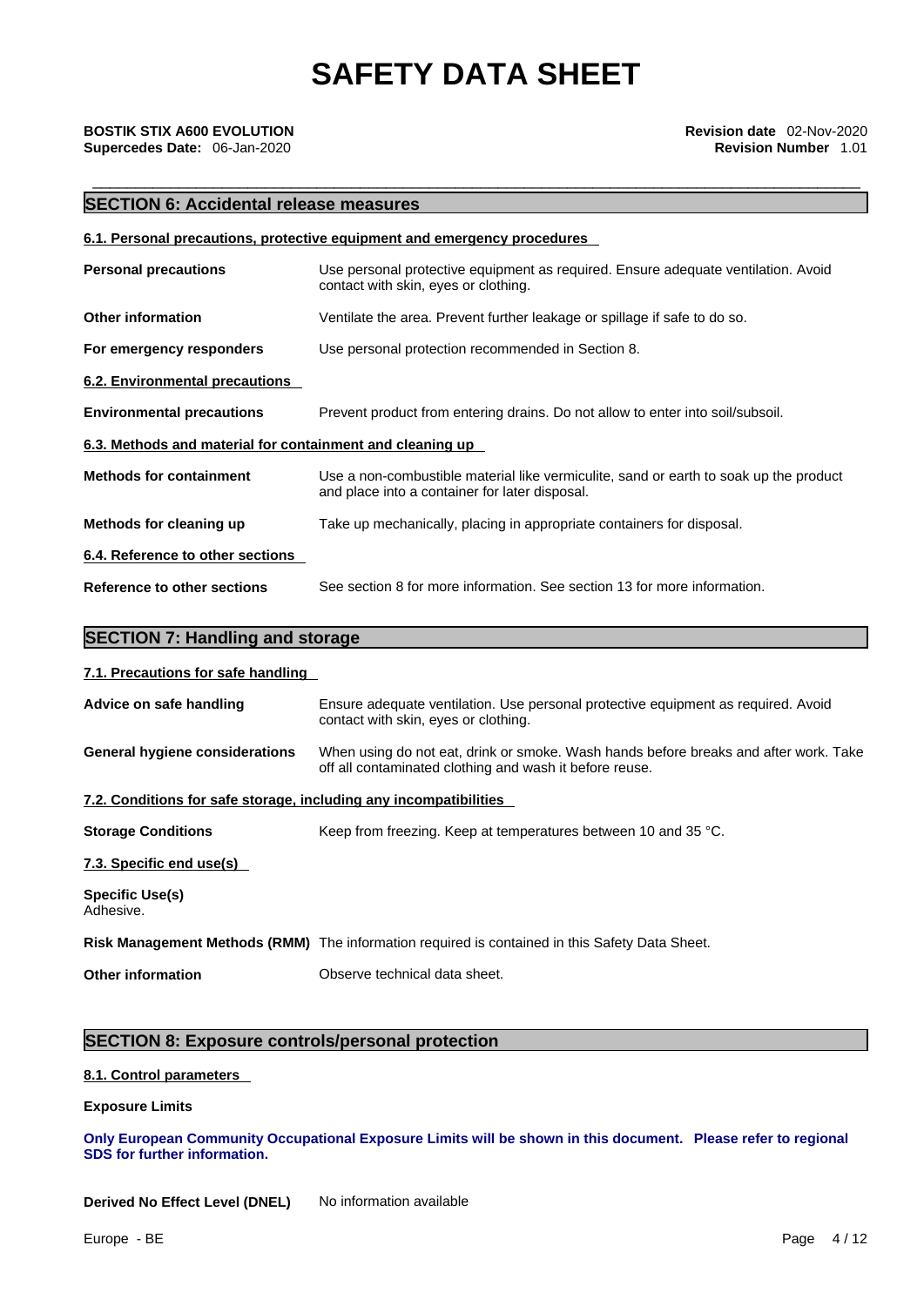## SECTION 6: Accidental release measures

### 6.1. Personal precautions, protective equipment and emergency procedures

| | |
|---|---|
| **Personal precautions** | Use personal protective equipment as required. Ensure adequate ventilation. Avoid contact with skin, eyes or clothing. |
| **Other information** | Ventilate the area. Prevent further leakage or spillage if safe to do so. |
| **For emergency responders** | Use personal protection recommended in Section 8. |

### 6.2. Environmental precautions

| | |
|---|---|
| **Environmental precautions** | Prevent product from entering drains. Do not allow to enter into soil/subsoil. |

### 6.3. Methods and material for containment and cleaning up

| | |
|---|---|
| **Methods for containment** | Use a non-combustible material like vermiculite, sand or earth to soak up the product and place into a container for later disposal. |
| **Methods for cleaning up** | Take up mechanically, placing in appropriate containers for disposal. |

### 6.4. Reference to other sections

| | |
|---|---|
| **Reference to other sections** | See section 8 for more information. See section 13 for more information. |

## SECTION 7: Handling and storage

### 7.1. Precautions for safe handling

| | |
|---|---|
| **Advice on safe handling** | Ensure adequate ventilation. Use personal protective equipment as required. Avoid contact with skin, eyes or clothing. |
| **General hygiene considerations** | When using do not eat, drink or smoke. Wash hands before breaks and after work. Take off all contaminated clothing and wash it before reuse. |

### 7.2. Conditions for safe storage, including any incompatibilities

| | |
|---|---|
| **Storage Conditions** | Keep from freezing. Keep at temperatures between 10 and 35 °C. |

### 7.3. Specific end use(s)

**Specific Use(s)**
Adhesive.

| | |
|---|---|
| **Risk Management Methods (RMM)** | The information required is contained in this Safety Data Sheet. |
| **Other information** | Observe technical data sheet. |

## SECTION 8: Exposure controls/personal protection

### 8.1. Control parameters

**Exposure Limits**

**Only European Community Occupational Exposure Limits will be shown in this document. Please refer to regional SDS for further information.**

| | |
|---|---|
| **Derived No Effect Level (DNEL)** | No information available |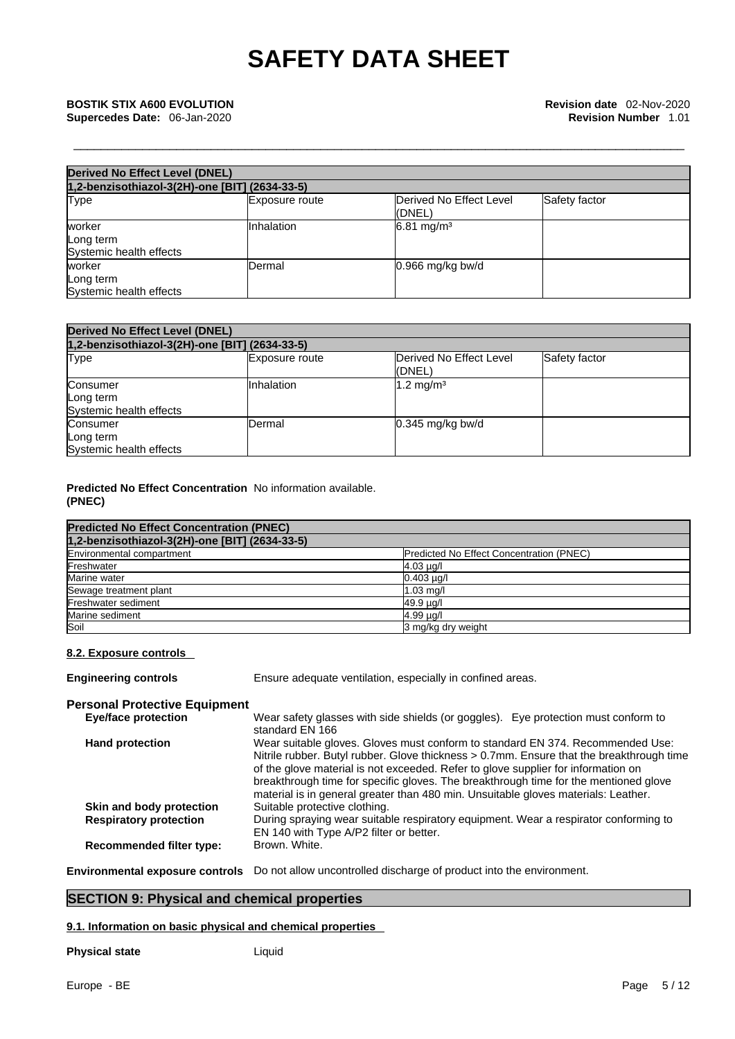| Derived No Effect Level (DNEL) | | | |
|---|---|---|---|
| 1,2-benzisothiazol-3(2H)-one [BIT] (2634-33-5) | | | |
| Type | Exposure route | Derived No Effect Level (DNEL) | Safety factor |
| worker<br>Long term<br>Systemic health effects | Inhalation | 6.81 mg/m³ | |
| worker<br>Long term<br>Systemic health effects | Dermal | 0.966 mg/kg bw/d | |

| Derived No Effect Level (DNEL) | | | |
|---|---|---|---|
| 1,2-benzisothiazol-3(2H)-one [BIT] (2634-33-5) | | | |
| Type | Exposure route | Derived No Effect Level (DNEL) | Safety factor |
| Consumer<br>Long term<br>Systemic health effects | Inhalation | 1.2 mg/m³ | |
| Consumer<br>Long term<br>Systemic health effects | Dermal | 0.345 mg/kg bw/d | |

**Predicted No Effect Concentration (PNEC)** No information available.

| Predicted No Effect Concentration (PNEC) | |
|---|---|
| 1,2-benzisothiazol-3(2H)-one [BIT] (2634-33-5) | |
| Environmental compartment | Predicted No Effect Concentration (PNEC) |
| Freshwater | 4.03 µg/l |
| Marine water | 0.403 µg/l |
| Sewage treatment plant | 1.03 mg/l |
| Freshwater sediment | 49.9 µg/l |
| Marine sediment | 4.99 µg/l |
| Soil | 3 mg/kg dry weight |

**8.2. Exposure controls**

**Engineering controls** Ensure adequate ventilation, especially in confined areas.

**Personal Protective Equipment**

**Eye/face protection** Wear safety glasses with side shields (or goggles). Eye protection must conform to standard EN 166

**Hand protection** Wear suitable gloves. Gloves must conform to standard EN 374. Recommended Use: Nitrile rubber. Butyl rubber. Glove thickness > 0.7mm. Ensure that the breakthrough time of the glove material is not exceeded. Refer to glove supplier for information on breakthrough time for specific gloves. The breakthrough time for the mentioned glove material is in general greater than 480 min. Unsuitable gloves materials: Leather.

**Skin and body protection** Suitable protective clothing.

**Respiratory protection** During spraying wear suitable respiratory equipment. Wear a respirator conforming to EN 140 with Type A/P2 filter or better.

**Recommended filter type:** Brown. White.

**Environmental exposure controls** Do not allow uncontrolled discharge of product into the environment.

## SECTION 9: Physical and chemical properties

**9.1. Information on basic physical and chemical properties**

**Physical state** Liquid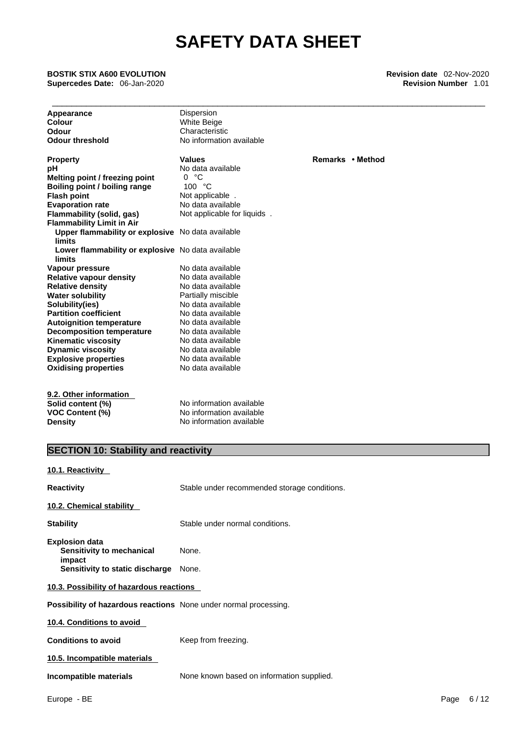| | |
|---|---|
| **Appearance** | Dispersion |
| **Colour** | White Beige |
| **Odour** | Characteristic |
| **Odour threshold** | No information available |

| Property | Values | Remarks • Method |
|---|---|---|
| **pH** | No data available | |
| **Melting point / freezing point** | 0 °C | |
| **Boiling point / boiling range** | 100 °C | |
| **Flash point** | Not applicable . | |
| **Evaporation rate** | No data available | |
| **Flammability (solid, gas)** | Not applicable for liquids . | |
| **Flammability Limit in Air** | | |
| **Upper flammability or explosive limits** | No data available | |
| **Lower flammability or explosive limits** | No data available | |
| **Vapour pressure** | No data available | |
| **Relative vapour density** | No data available | |
| **Relative density** | No data available | |
| **Water solubility** | Partially miscible | |
| **Solubility(ies)** | No data available | |
| **Partition coefficient** | No data available | |
| **Autoignition temperature** | No data available | |
| **Decomposition temperature** | No data available | |
| **Kinematic viscosity** | No data available | |
| **Dynamic viscosity** | No data available | |
| **Explosive properties** | No data available | |
| **Oxidising properties** | No data available | |

**9.2. Other information**

| | |
|---|---|
| **Solid content (%)** | No information available |
| **VOC Content (%)** | No information available |
| **Density** | No information available |

## SECTION 10: Stability and reactivity

**10.1. Reactivity**

**Reactivity** Stable under recommended storage conditions.

**10.2. Chemical stability**

**Stability** Stable under normal conditions.

**Explosion data**
**Sensitivity to mechanical impact** None.
**Sensitivity to static discharge** None.

**10.3. Possibility of hazardous reactions**

**Possibility of hazardous reactions** None under normal processing.

**10.4. Conditions to avoid**

**Conditions to avoid** Keep from freezing.

**10.5. Incompatible materials**

**Incompatible materials** None known based on information supplied.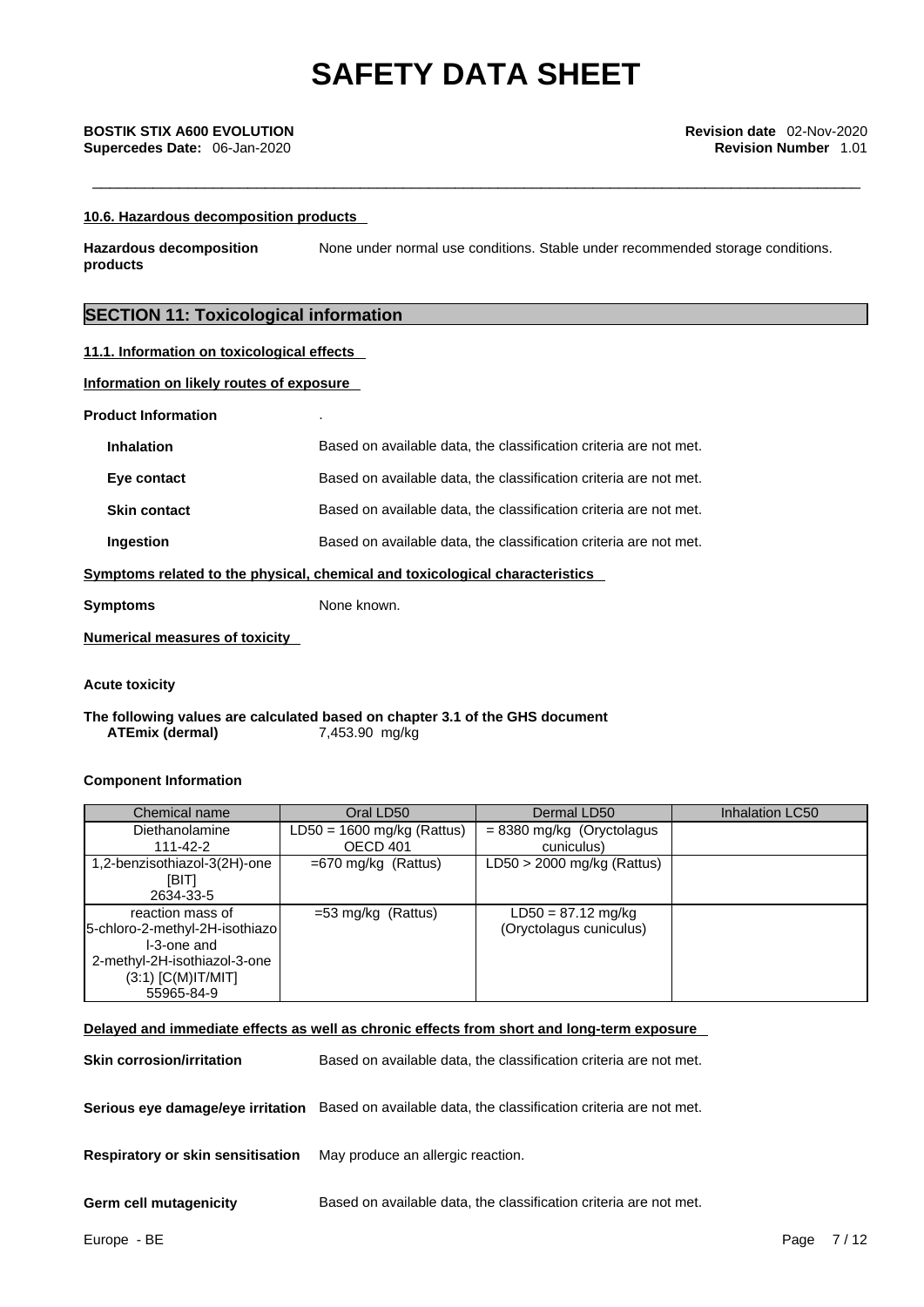### 10.6. Hazardous decomposition products

**Hazardous decomposition products** None under normal use conditions. Stable under recommended storage conditions.

## SECTION 11: Toxicological information

### 11.1. Information on likely routes of exposure

**Information on likely routes of exposure**

**Product Information** .

**Inhalation** Based on available data, the classification criteria are not met.

**Eye contact** Based on available data, the classification criteria are not met.

**Skin contact** Based on available data, the classification criteria are not met.

**Ingestion** Based on available data, the classification criteria are not met.

**Symptoms related to the physical, chemical and toxicological characteristics**

**Symptoms** None known.

**Numerical measures of toxicity**

**Acute toxicity**

**The following values are calculated based on chapter 3.1 of the GHS document**
**ATEmix (dermal)** 7,453.90 mg/kg

**Component Information**

| Chemical name | Oral LD50 | Dermal LD50 | Inhalation LC50 |
|---|---|---|---|
| Diethanolamine 111-42-2 | LD50 = 1600 mg/kg (Rattus) OECD 401 | = 8380 mg/kg (Oryctolagus cuniculus) | |
| 1,2-benzisothiazol-3(2H)-one [BIT] 2634-33-5 | =670 mg/kg (Rattus) | LD50 > 2000 mg/kg (Rattus) | |
| reaction mass of 5-chloro-2-methyl-2H-isothiazol-3-one and 2-methyl-2H-isothiazol-3-one (3:1) [C(M)IT/MIT] 55965-84-9 | =53 mg/kg (Rattus) | LD50 = 87.12 mg/kg (Oryctolagus cuniculus) | |

**Delayed and immediate effects as well as chronic effects from short and long-term exposure**

**Skin corrosion/irritation** Based on available data, the classification criteria are not met.

**Serious eye damage/eye irritation** Based on available data, the classification criteria are not met.

**Respiratory or skin sensitisation** May produce an allergic reaction.

**Germ cell mutagenicity** Based on available data, the classification criteria are not met.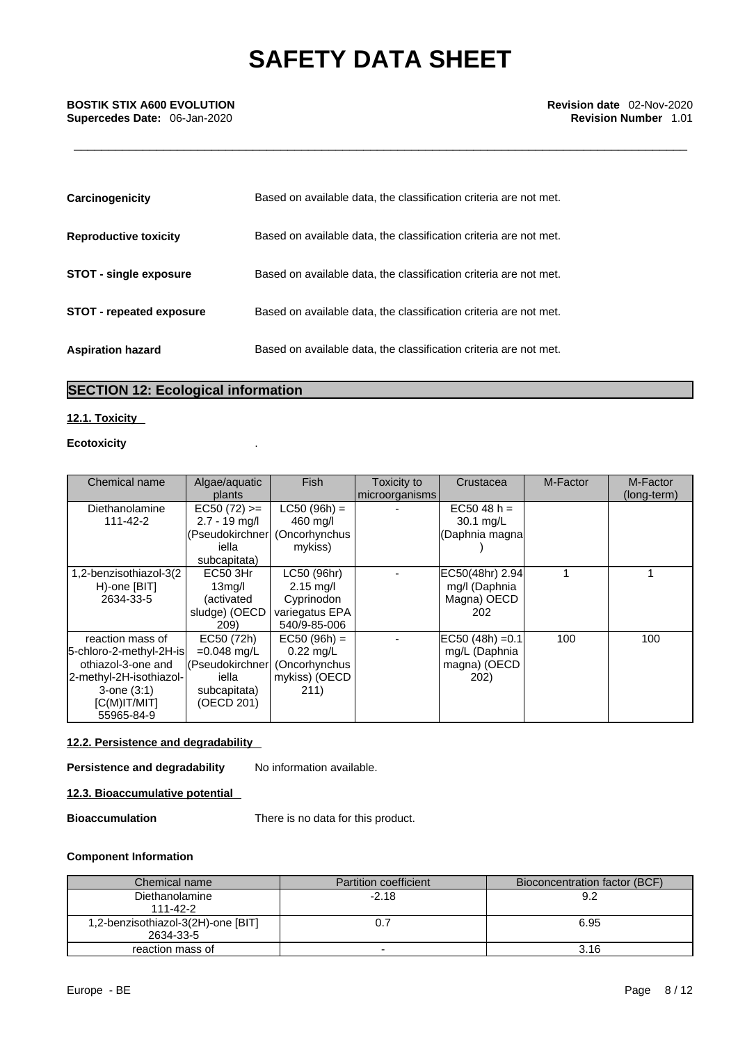| | |
|---|---|
| **Carcinogenicity** | Based on available data, the classification criteria are not met. |
| **Reproductive toxicity** | Based on available data, the classification criteria are not met. |
| **STOT - single exposure** | Based on available data, the classification criteria are not met. |
| **STOT - repeated exposure** | Based on available data, the classification criteria are not met. |
| **Aspiration hazard** | Based on available data, the classification criteria are not met. |

## SECTION 12: Ecological information

### 12.1. Toxicity

**Ecotoxicity** .

| Chemical name | Algae/aquatic plants | Fish | Toxicity to microorganisms | Crustacea | M-Factor | M-Factor (long-term) |
|---|---|---|---|---|---|---|
| Diethanolamine 111-42-2 | EC50 (72) >= 2.7 - 19 mg/l (Pseudokirchneriella subcapitata) | LC50 (96h) = 460 mg/l (Oncorhynchus mykiss) | - | EC50 48 h = 30.1 mg/L (Daphnia magna) | | |
| 1,2-benzisothiazol-3(2H)-one [BIT] 2634-33-5 | EC50 3Hr 13mg/l (activated sludge) (OECD 209) | LC50 (96hr) 2.15 mg/l Cyprinodon variegatus EPA 540/9-85-006 | - | EC50(48hr) 2.94 mg/l (Daphnia Magna) OECD 202 | 1 | 1 |
| reaction mass of 5-chloro-2-methyl-2H-isothiazol-3-one and 2-methyl-2H-isothiazol-3-one (3:1) [C(M)IT/MIT] 55965-84-9 | EC50 (72h) =0.048 mg/L (Pseudokirchneriella subcapitata) (OECD 201) | EC50 (96h) = 0.22 mg/L (Oncorhynchus mykiss) (OECD 211) | - | EC50 (48h) =0.1 mg/L (Daphnia magna) (OECD 202) | 100 | 100 |

### 12.2. Persistence and degradability

**Persistence and degradability** No information available.

### 12.3. Bioaccumulative potential

**Bioaccumulation** There is no data for this product.

**Component Information**

| Chemical name | Partition coefficient | Bioconcentration factor (BCF) |
|---|---|---|
| Diethanolamine 111-42-2 | -2.18 | 9.2 |
| 1,2-benzisothiazol-3(2H)-one [BIT] 2634-33-5 | 0.7 | 6.95 |
| reaction mass of | - | 3.16 |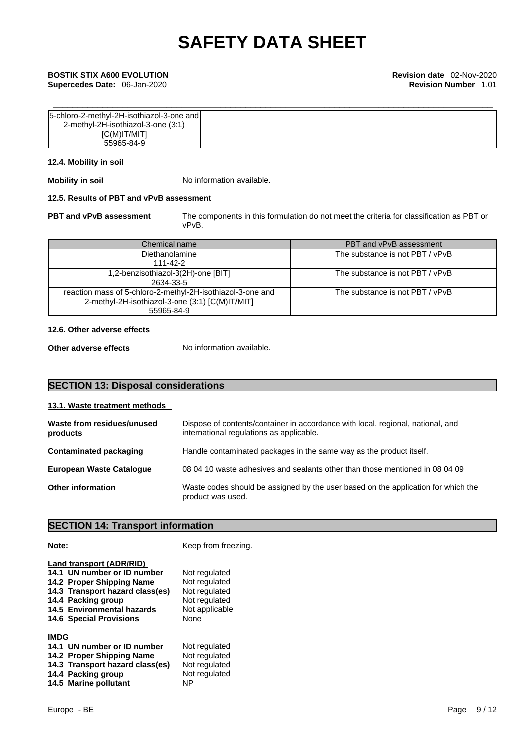| 5-chloro-2-methyl-2H-isothiazol-3-one and 2-methyl-2H-isothiazol-3-one (3:1) [C(M)IT/MIT] 55965-84-9 | | |
|---|---|---|

#### 12.4. Mobility in soil

**Mobility in soil** No information available.

#### 12.5. Results of PBT and vPvB assessment

**PBT and vPvB assessment** The components in this formulation do not meet the criteria for classification as PBT or vPvB.

| Chemical name | PBT and vPvB assessment |
|---|---|
| Diethanolamine 111-42-2 | The substance is not PBT / vPvB |
| 1,2-benzisothiazol-3(2H)-one [BIT] 2634-33-5 | The substance is not PBT / vPvB |
| reaction mass of 5-chloro-2-methyl-2H-isothiazol-3-one and 2-methyl-2H-isothiazol-3-one (3:1) [C(M)IT/MIT] 55965-84-9 | The substance is not PBT / vPvB |

#### 12.6. Other adverse effects

**Other adverse effects** No information available.

## SECTION 13: Disposal considerations

#### 13.1. Waste treatment methods

**Waste from residues/unused products** Dispose of contents/container in accordance with local, regional, national, and international regulations as applicable.

**Contaminated packaging** Handle contaminated packages in the same way as the product itself.

**European Waste Catalogue** 08 04 10 waste adhesives and sealants other than those mentioned in 08 04 09

**Other information** Waste codes should be assigned by the user based on the application for which the product was used.

## SECTION 14: Transport information

**Note:** Keep from freezing.

**Land transport (ADR/RID)**

**14.1 UN number or ID number** Not regulated
**14.2 Proper Shipping Name** Not regulated
**14.3 Transport hazard class(es)** Not regulated
**14.4 Packing group** Not regulated
**14.5 Environmental hazards** Not applicable
**14.6 Special Provisions** None

**IMDG**

**14.1 UN number or ID number** Not regulated
**14.2 Proper Shipping Name** Not regulated
**14.3 Transport hazard class(es)** Not regulated
**14.4 Packing group** Not regulated
**14.5 Marine pollutant** NP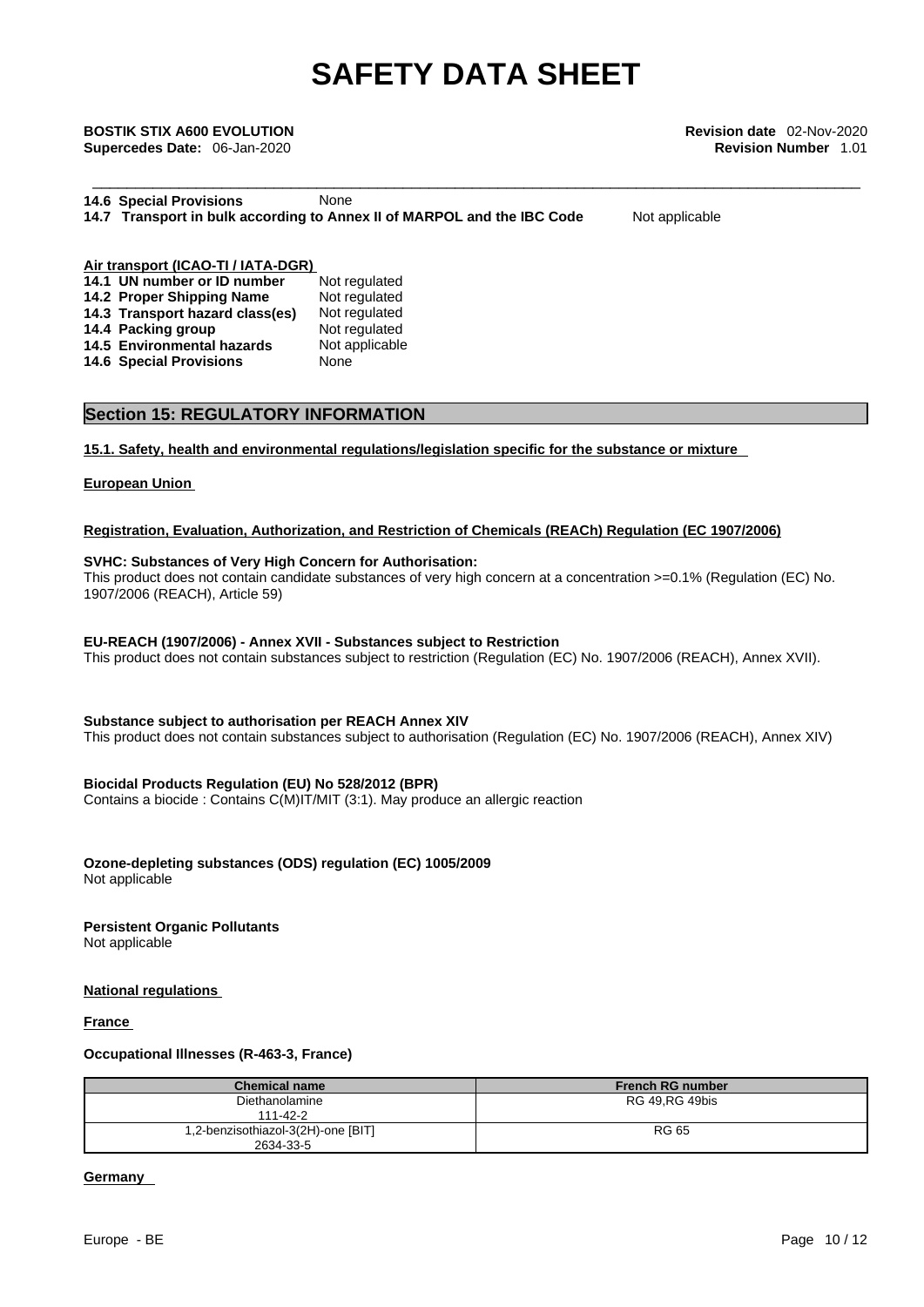**14.6 Special Provisions** None

**14.7 Transport in bulk according to Annex II of MARPOL and the IBC Code** Not applicable

**Air transport (ICAO-TI / IATA-DGR)**

**14.1 UN number or ID number** Not regulated
**14.2 Proper Shipping Name** Not regulated
**14.3 Transport hazard class(es)** Not regulated
**14.4 Packing group** Not regulated
**14.5 Environmental hazards** Not applicable
**14.6 Special Provisions** None

## Section 15: REGULATORY INFORMATION

**15.1. Safety, health and environmental regulations/legislation specific for the substance or mixture**

**European Union**

**Registration, Evaluation, Authorization, and Restriction of Chemicals (REACh) Regulation (EC 1907/2006)**

**SVHC: Substances of Very High Concern for Authorisation:**
This product does not contain candidate substances of very high concern at a concentration >=0.1% (Regulation (EC) No. 1907/2006 (REACH), Article 59)

**EU-REACH (1907/2006) - Annex XVII - Substances subject to Restriction**
This product does not contain substances subject to restriction (Regulation (EC) No. 1907/2006 (REACH), Annex XVII).

**Substance subject to authorisation per REACH Annex XIV**
This product does not contain substances subject to authorisation (Regulation (EC) No. 1907/2006 (REACH), Annex XIV)

**Biocidal Products Regulation (EU) No 528/2012 (BPR)**
Contains a biocide : Contains C(M)IT/MIT (3:1). May produce an allergic reaction

**Ozone-depleting substances (ODS) regulation (EC) 1005/2009**
Not applicable

**Persistent Organic Pollutants**
Not applicable

**National regulations**

**France**

**Occupational Illnesses (R-463-3, France)**

| Chemical name | French RG number |
|---|---|
| Diethanolamine 111-42-2 | RG 49,RG 49bis |
| 1,2-benzisothiazol-3(2H)-one [BIT] 2634-33-5 | RG 65 |

**Germany**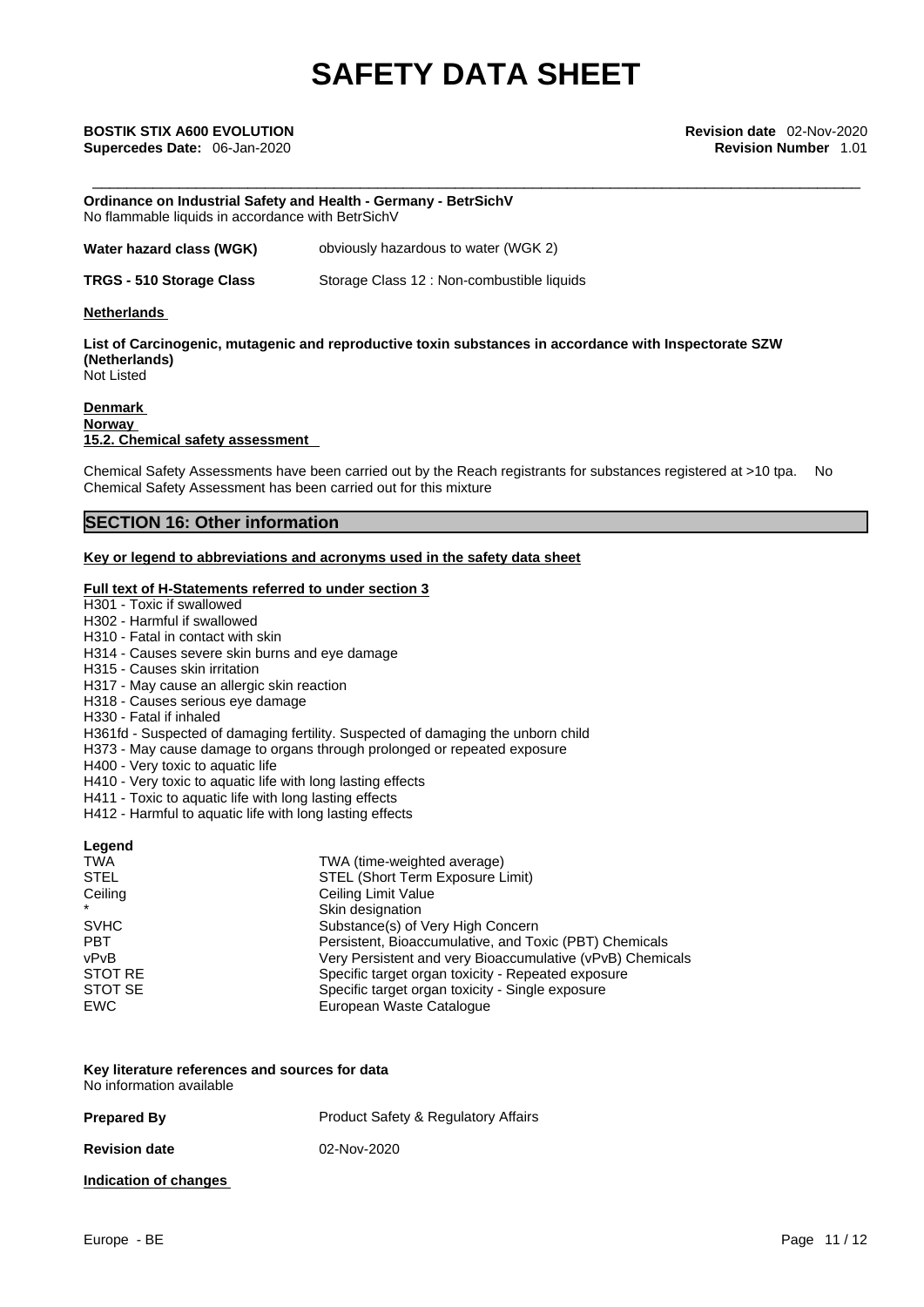**Ordinance on Industrial Safety and Health - Germany - BetrSichV**
No flammable liquids in accordance with BetrSichV

| | |
|---|---|
| **Water hazard class (WGK)** | obviously hazardous to water (WGK 2) |
| **TRGS - 510 Storage Class** | Storage Class 12 : Non-combustible liquids |

**Netherlands**

**List of Carcinogenic, mutagenic and reproductive toxin substances in accordance with Inspectorate SZW (Netherlands)**
Not Listed

**Denmark**
**Norway**
**15.2. Chemical safety assessment**

Chemical Safety Assessments have been carried out by the Reach registrants for substances registered at >10 tpa. No Chemical Safety Assessment has been carried out for this mixture

## SECTION 16: Other information

**Key or legend to abbreviations and acronyms used in the safety data sheet**

**Full text of H-Statements referred to under section 3**
H301 - Toxic if swallowed
H302 - Harmful if swallowed
H310 - Fatal in contact with skin
H314 - Causes severe skin burns and eye damage
H315 - Causes skin irritation
H317 - May cause an allergic skin reaction
H318 - Causes serious eye damage
H330 - Fatal if inhaled
H361fd - Suspected of damaging fertility. Suspected of damaging the unborn child
H373 - May cause damage to organs through prolonged or repeated exposure
H400 - Very toxic to aquatic life
H410 - Very toxic to aquatic life with long lasting effects
H411 - Toxic to aquatic life with long lasting effects
H412 - Harmful to aquatic life with long lasting effects

**Legend**

| | |
|---|---|
| TWA | TWA (time-weighted average) |
| STEL | STEL (Short Term Exposure Limit) |
| Ceiling | Ceiling Limit Value |
| * | Skin designation |
| SVHC | Substance(s) of Very High Concern |
| PBT | Persistent, Bioaccumulative, and Toxic (PBT) Chemicals |
| vPvB | Very Persistent and very Bioaccumulative (vPvB) Chemicals |
| STOT RE | Specific target organ toxicity - Repeated exposure |
| STOT SE | Specific target organ toxicity - Single exposure |
| EWC | European Waste Catalogue |

**Key literature references and sources for data**
No information available

| | |
|---|---|
| **Prepared By** | Product Safety & Regulatory Affairs |
| **Revision date** | 02-Nov-2020 |

**Indication of changes**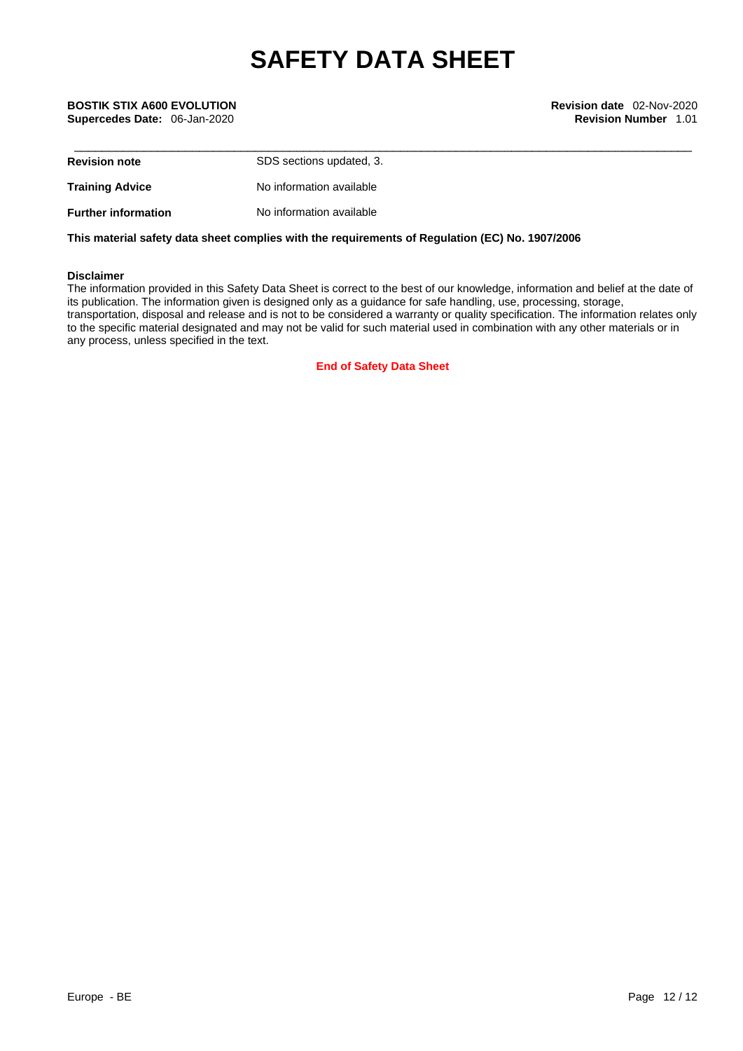| | |
|---|---|
| **Revision note** | SDS sections updated, 3. |
| **Training Advice** | No information available |
| **Further information** | No information available |

**This material safety data sheet complies with the requirements of Regulation (EC) No. 1907/2006**

**Disclaimer**

The information provided in this Safety Data Sheet is correct to the best of our knowledge, information and belief at the date of its publication. The information given is designed only as a guidance for safe handling, use, processing, storage, transportation, disposal and release and is not to be considered a warranty or quality specification. The information relates only to the specific material designated and may not be valid for such material used in combination with any other materials or in any process, unless specified in the text.

**End of Safety Data Sheet**